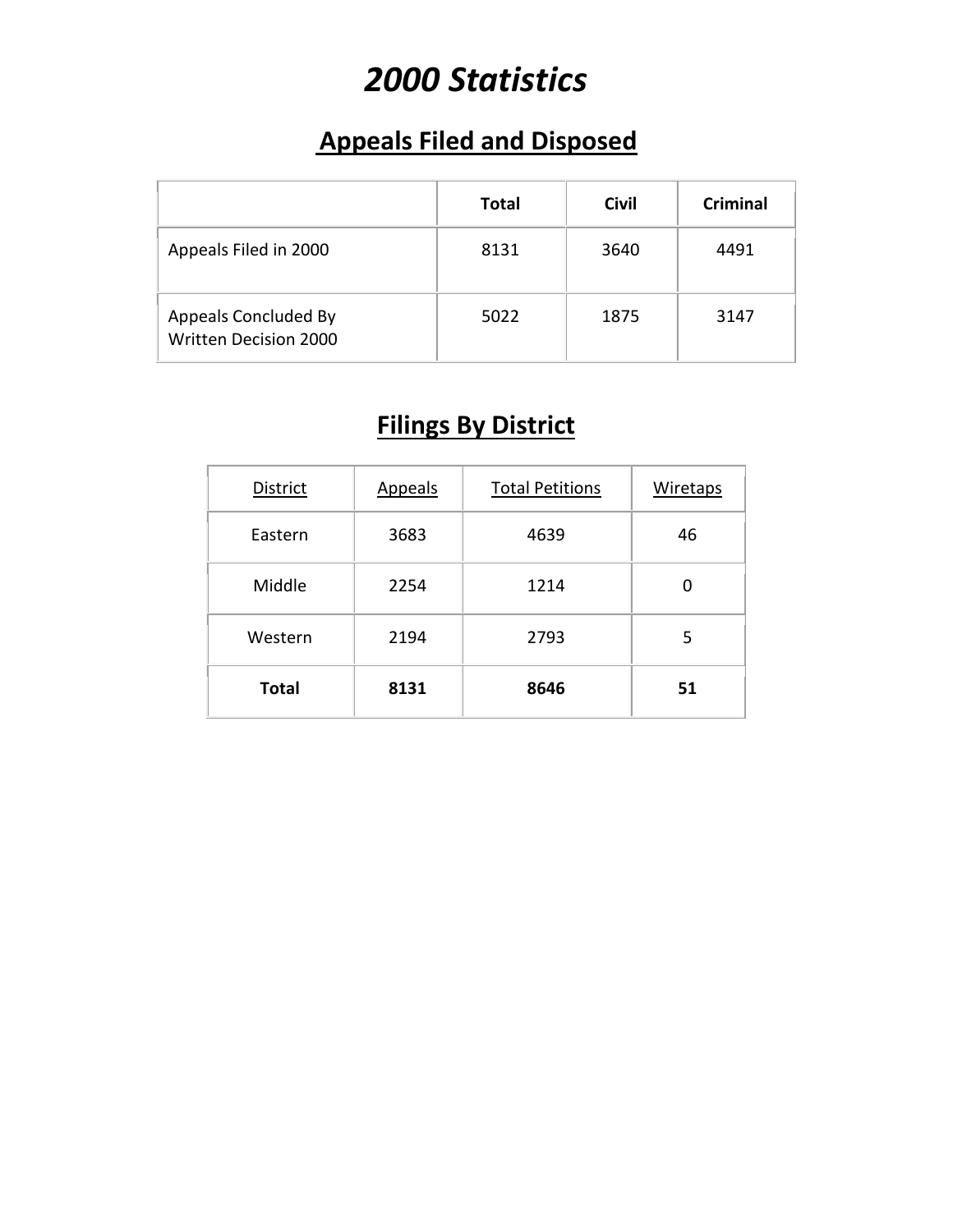# *2000 Statistics*

## Appeals Filed and Disposed

| | **Total** | **Civil** | **Criminal** |
|---|---|---|---|
| Appeals Filed in 2000 | 8131 | 3640 | 4491 |
| Appeals Concluded By Written Decision 2000 | 5022 | 1875 | 3147 |

## Filings By District

| District | Appeals | Total Petitions | Wiretaps |
|---|---|---|---|
| Eastern | 3683 | 4639 | 46 |
| Middle | 2254 | 1214 | 0 |
| Western | 2194 | 2793 | 5 |
| **Total** | **8131** | **8646** | **51** |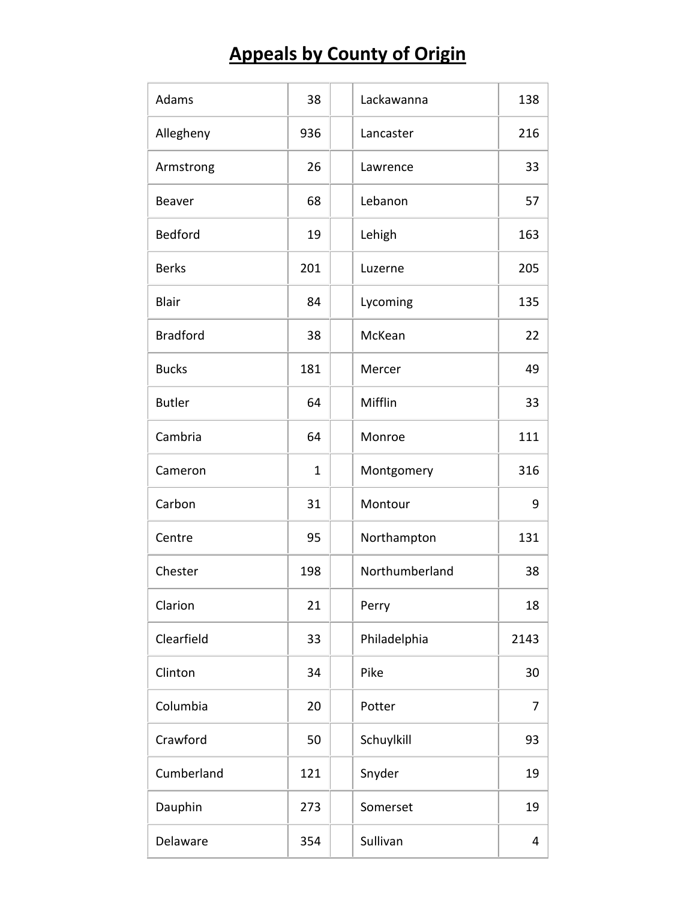# Appeals by County of Origin

| County | Appeals | | County | Appeals |
|---|---|---|---|---|
| Adams | 38 | | Lackawanna | 138 |
| Allegheny | 936 | | Lancaster | 216 |
| Armstrong | 26 | | Lawrence | 33 |
| Beaver | 68 | | Lebanon | 57 |
| Bedford | 19 | | Lehigh | 163 |
| Berks | 201 | | Luzerne | 205 |
| Blair | 84 | | Lycoming | 135 |
| Bradford | 38 | | McKean | 22 |
| Bucks | 181 | | Mercer | 49 |
| Butler | 64 | | Mifflin | 33 |
| Cambria | 64 | | Monroe | 111 |
| Cameron | 1 | | Montgomery | 316 |
| Carbon | 31 | | Montour | 9 |
| Centre | 95 | | Northampton | 131 |
| Chester | 198 | | Northumberland | 38 |
| Clarion | 21 | | Perry | 18 |
| Clearfield | 33 | | Philadelphia | 2143 |
| Clinton | 34 | | Pike | 30 |
| Columbia | 20 | | Potter | 7 |
| Crawford | 50 | | Schuylkill | 93 |
| Cumberland | 121 | | Snyder | 19 |
| Dauphin | 273 | | Somerset | 19 |
| Delaware | 354 | | Sullivan | 4 |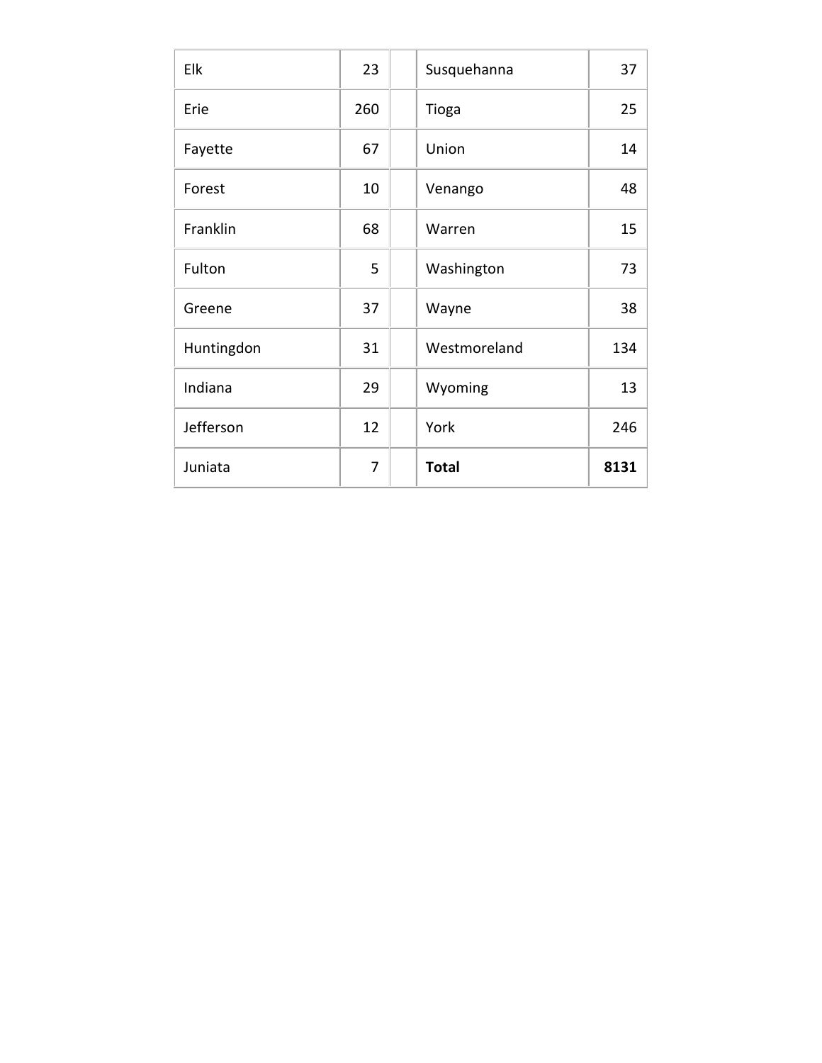| Elk | 23 | | Susquehanna | 37 |
|---|---|---|---|---|
| Erie | 260 | | Tioga | 25 |
| Fayette | 67 | | Union | 14 |
| Forest | 10 | | Venango | 48 |
| Franklin | 68 | | Warren | 15 |
| Fulton | 5 | | Washington | 73 |
| Greene | 37 | | Wayne | 38 |
| Huntingdon | 31 | | Westmoreland | 134 |
| Indiana | 29 | | Wyoming | 13 |
| Jefferson | 12 | | York | 246 |
| Juniata | 7 | | **Total** | **8131** |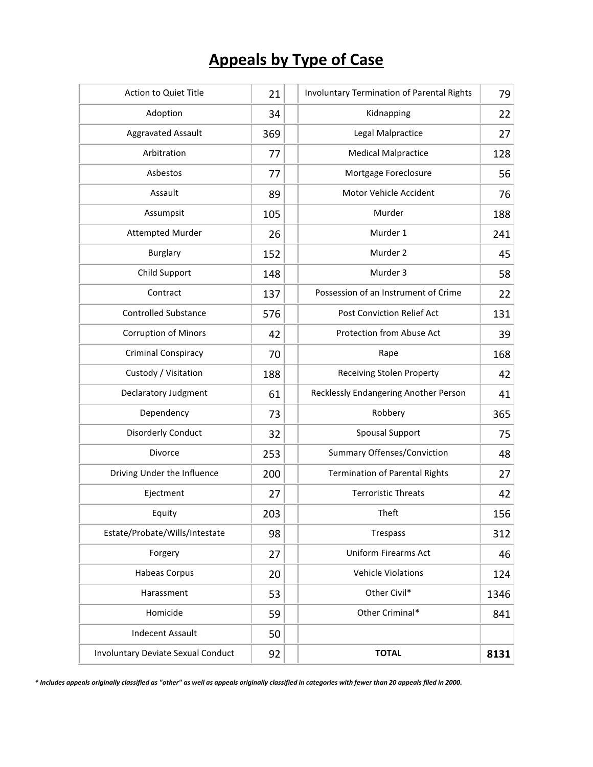# Appeals by Type of Case

| Type of Case | Appeals | | Type of Case | Appeals |
|---|---|---|---|---|
| Action to Quiet Title | 21 | | Involuntary Termination of Parental Rights | 79 |
| Adoption | 34 | | Kidnapping | 22 |
| Aggravated Assault | 369 | | Legal Malpractice | 27 |
| Arbitration | 77 | | Medical Malpractice | 128 |
| Asbestos | 77 | | Mortgage Foreclosure | 56 |
| Assault | 89 | | Motor Vehicle Accident | 76 |
| Assumpsit | 105 | | Murder | 188 |
| Attempted Murder | 26 | | Murder 1 | 241 |
| Burglary | 152 | | Murder 2 | 45 |
| Child Support | 148 | | Murder 3 | 58 |
| Contract | 137 | | Possession of an Instrument of Crime | 22 |
| Controlled Substance | 576 | | Post Conviction Relief Act | 131 |
| Corruption of Minors | 42 | | Protection from Abuse Act | 39 |
| Criminal Conspiracy | 70 | | Rape | 168 |
| Custody / Visitation | 188 | | Receiving Stolen Property | 42 |
| Declaratory Judgment | 61 | | Recklessly Endangering Another Person | 41 |
| Dependency | 73 | | Robbery | 365 |
| Disorderly Conduct | 32 | | Spousal Support | 75 |
| Divorce | 253 | | Summary Offenses/Conviction | 48 |
| Driving Under the Influence | 200 | | Termination of Parental Rights | 27 |
| Ejectment | 27 | | Terroristic Threats | 42 |
| Equity | 203 | | Theft | 156 |
| Estate/Probate/Wills/Intestate | 98 | | Trespass | 312 |
| Forgery | 27 | | Uniform Firearms Act | 46 |
| Habeas Corpus | 20 | | Vehicle Violations | 124 |
| Harassment | 53 | | Other Civil* | 1346 |
| Homicide | 59 | | Other Criminal* | 841 |
| Indecent Assault | 50 | | | |
| Involuntary Deviate Sexual Conduct | 92 | | **TOTAL** | **8131** |

***\* Includes appeals originally classified as "other" as well as appeals originally classified in categories with fewer than 20 appeals filed in 2000.***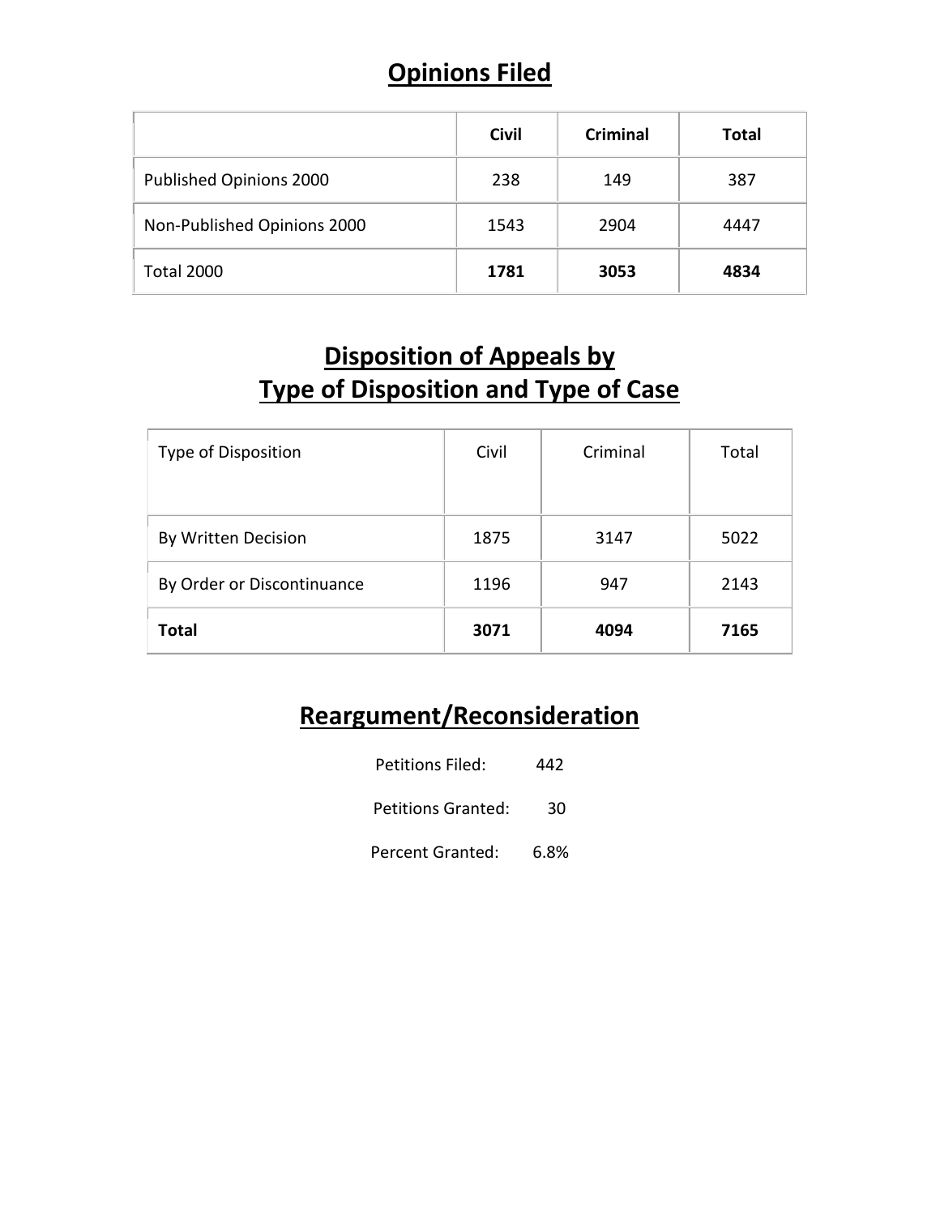## Opinions Filed

| | **Civil** | **Criminal** | **Total** |
|---|---|---|---|
| Published Opinions 2000 | 238 | 149 | 387 |
| Non-Published Opinions 2000 | 1543 | 2904 | 4447 |
| Total 2000 | **1781** | **3053** | **4834** |

## Disposition of Appeals by Type of Disposition and Type of Case

| Type of Disposition | Civil | Criminal | Total |
|---|---|---|---|
| By Written Decision | 1875 | 3147 | 5022 |
| By Order or Discontinuance | 1196 | 947 | 2143 |
| **Total** | **3071** | **4094** | **7165** |

## Reargument/Reconsideration

Petitions Filed: 442

Petitions Granted: 30

Percent Granted: 6.8%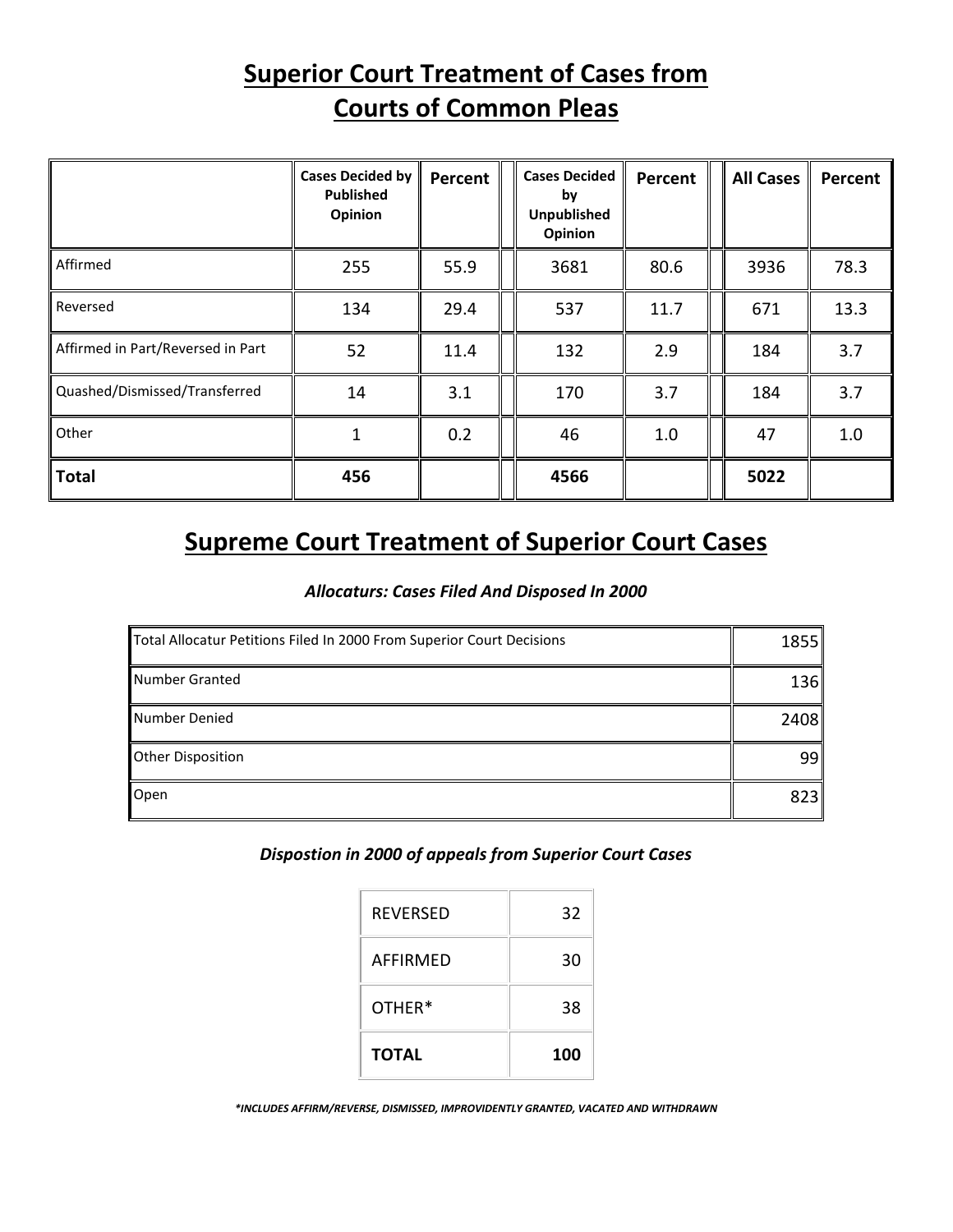# Superior Court Treatment of Cases from Courts of Common Pleas

| | Cases Decided by Published Opinion | Percent | Cases Decided by Unpublished Opinion | Percent | All Cases | Percent |
|---|---|---|---|---|---|---|
| Affirmed | 255 | 55.9 | 3681 | 80.6 | 3936 | 78.3 |
| Reversed | 134 | 29.4 | 537 | 11.7 | 671 | 13.3 |
| Affirmed in Part/Reversed in Part | 52 | 11.4 | 132 | 2.9 | 184 | 3.7 |
| Quashed/Dismissed/Transferred | 14 | 3.1 | 170 | 3.7 | 184 | 3.7 |
| Other | 1 | 0.2 | 46 | 1.0 | 47 | 1.0 |
| **Total** | **456** | | **4566** | | **5022** | |

# Supreme Court Treatment of Superior Court Cases

***Allocaturs: Cases Filed And Disposed In 2000***

| | |
|---|---|
| Total Allocatur Petitions Filed In 2000 From Superior Court Decisions | 1855 |
| Number Granted | 136 |
| Number Denied | 2408 |
| Other Disposition | 99 |
| Open | 823 |

***Dispostion in 2000 of appeals from Superior Court Cases***

| | |
|---|---|
| REVERSED | 32 |
| AFFIRMED | 30 |
| OTHER* | 38 |
| **TOTAL** | **100** |

****INCLUDES AFFIRM/REVERSE, DISMISSED, IMPROVIDENTLY GRANTED, VACATED AND WITHDRAWN***